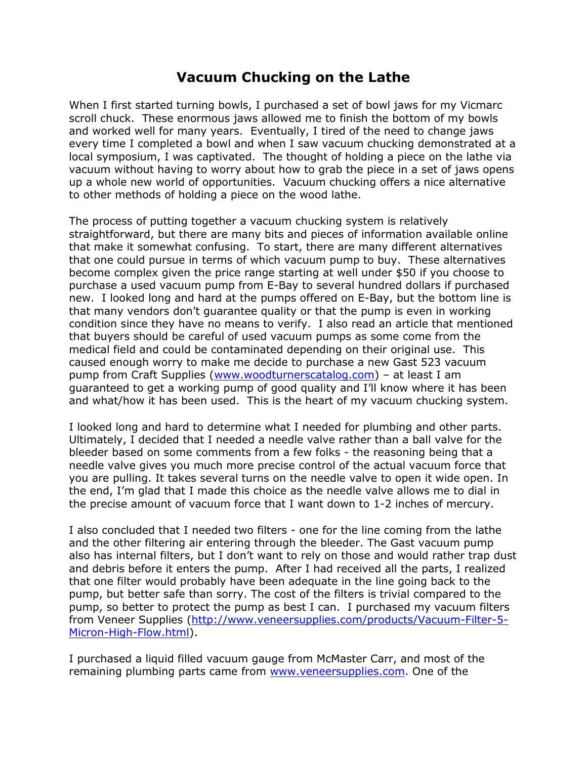# Vacuum Chucking on the Lathe

When I first started turning bowls, I purchased a set of bowl jaws for my Vicmarc scroll chuck. These enormous jaws allowed me to finish the bottom of my bowls and worked well for many years. Eventually, I tired of the need to change jaws every time I completed a bowl and when I saw vacuum chucking demonstrated at a local symposium, I was captivated. The thought of holding a piece on the lathe via vacuum without having to worry about how to grab the piece in a set of jaws opens up a whole new world of opportunities. Vacuum chucking offers a nice alternative to other methods of holding a piece on the wood lathe.

The process of putting together a vacuum chucking system is relatively straightforward, but there are many bits and pieces of information available online that make it somewhat confusing. To start, there are many different alternatives that one could pursue in terms of which vacuum pump to buy. These alternatives become complex given the price range starting at well under $50 if you choose to purchase a used vacuum pump from E-Bay to several hundred dollars if purchased new. I looked long and hard at the pumps offered on E-Bay, but the bottom line is that many vendors don't guarantee quality or that the pump is even in working condition since they have no means to verify. I also read an article that mentioned that buyers should be careful of used vacuum pumps as some come from the medical field and could be contaminated depending on their original use. This caused enough worry to make me decide to purchase a new Gast 523 vacuum pump from Craft Supplies ([www.woodturnerscatalog.com](http://www.woodturnerscatalog.com)) – at least I am guaranteed to get a working pump of good quality and I'll know where it has been and what/how it has been used. This is the heart of my vacuum chucking system.

I looked long and hard to determine what I needed for plumbing and other parts. Ultimately, I decided that I needed a needle valve rather than a ball valve for the bleeder based on some comments from a few folks - the reasoning being that a needle valve gives you much more precise control of the actual vacuum force that you are pulling. It takes several turns on the needle valve to open it wide open. In the end, I'm glad that I made this choice as the needle valve allows me to dial in the precise amount of vacuum force that I want down to 1-2 inches of mercury.

I also concluded that I needed two filters - one for the line coming from the lathe and the other filtering air entering through the bleeder. The Gast vacuum pump also has internal filters, but I don't want to rely on those and would rather trap dust and debris before it enters the pump. After I had received all the parts, I realized that one filter would probably have been adequate in the line going back to the pump, but better safe than sorry. The cost of the filters is trivial compared to the pump, so better to protect the pump as best I can. I purchased my vacuum filters from Veneer Supplies ([http://www.veneersupplies.com/products/Vacuum-Filter-5-Micron-High-Flow.html](http://www.veneersupplies.com/products/Vacuum-Filter-5-Micron-High-Flow.html)).

I purchased a liquid filled vacuum gauge from McMaster Carr, and most of the remaining plumbing parts came from [www.veneersupplies.com](http://www.veneersupplies.com). One of the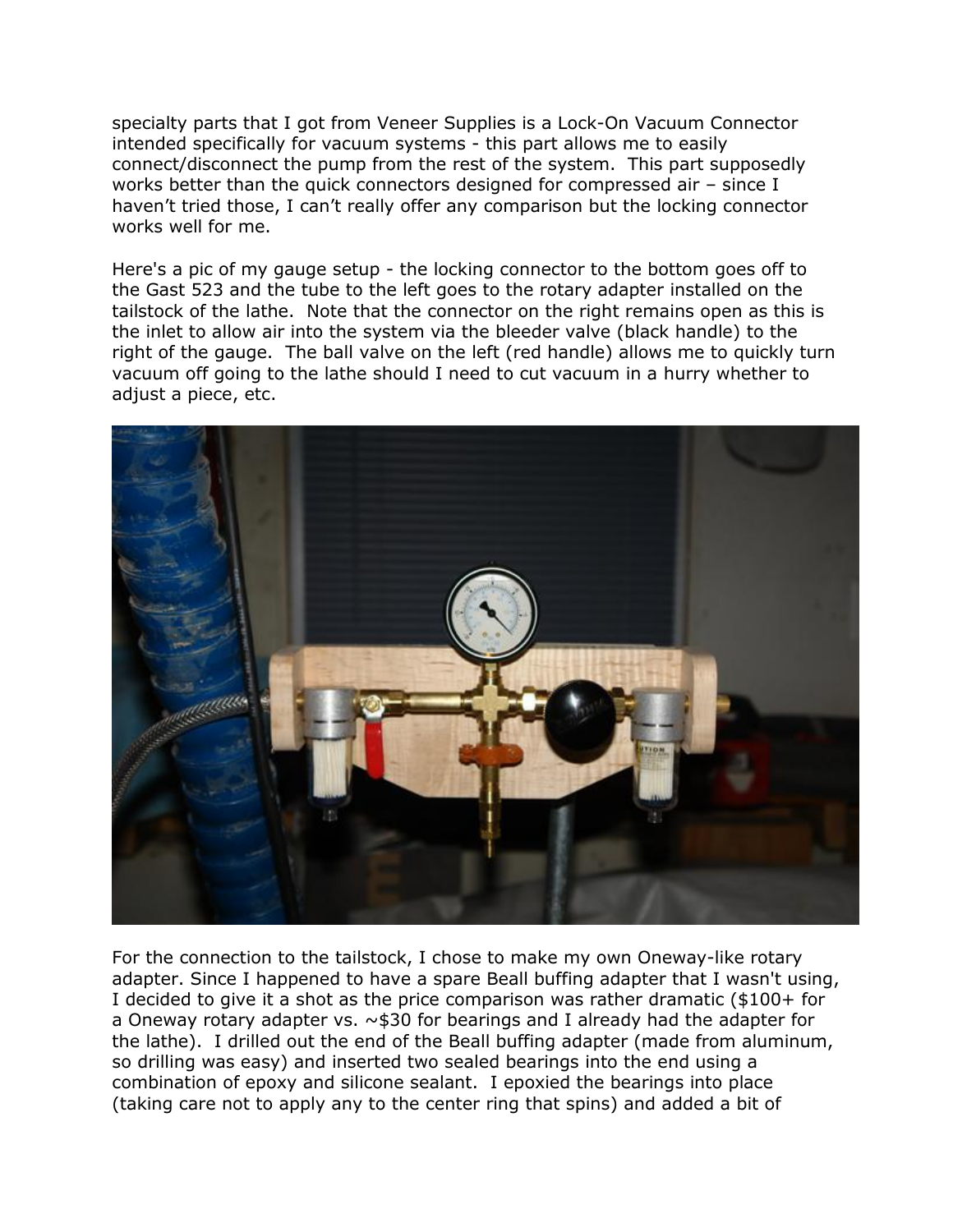specialty parts that I got from Veneer Supplies is a Lock-On Vacuum Connector intended specifically for vacuum systems - this part allows me to easily connect/disconnect the pump from the rest of the system. This part supposedly works better than the quick connectors designed for compressed air – since I haven't tried those, I can't really offer any comparison but the locking connector works well for me.

Here's a pic of my gauge setup - the locking connector to the bottom goes off to the Gast 523 and the tube to the left goes to the rotary adapter installed on the tailstock of the lathe. Note that the connector on the right remains open as this is the inlet to allow air into the system via the bleeder valve (black handle) to the right of the gauge. The ball valve on the left (red handle) allows me to quickly turn vacuum off going to the lathe should I need to cut vacuum in a hurry whether to adjust a piece, etc.

For the connection to the tailstock, I chose to make my own Oneway-like rotary adapter. Since I happened to have a spare Beall buffing adapter that I wasn't using, I decided to give it a shot as the price comparison was rather dramatic ($100+ for a Oneway rotary adapter vs. ~$30 for bearings and I already had the adapter for the lathe). I drilled out the end of the Beall buffing adapter (made from aluminum, so drilling was easy) and inserted two sealed bearings into the end using a combination of epoxy and silicone sealant. I epoxied the bearings into place (taking care not to apply any to the center ring that spins) and added a bit of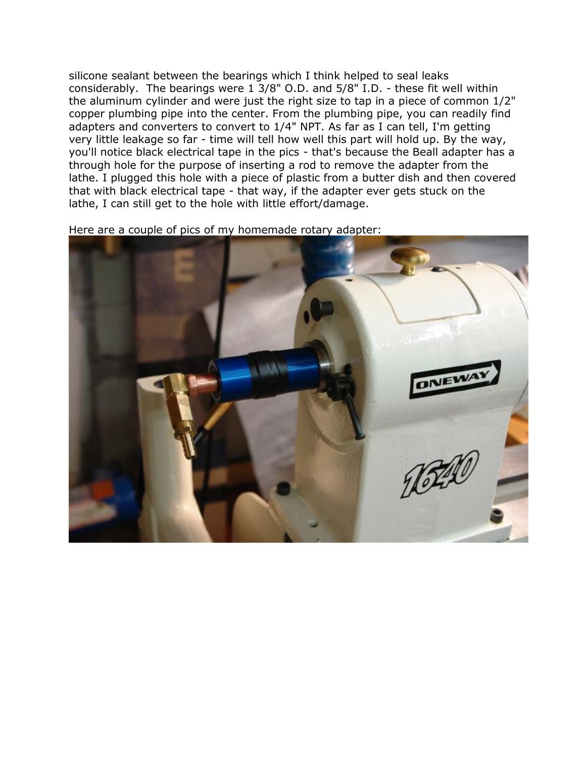silicone sealant between the bearings which I think helped to seal leaks considerably. The bearings were 1 3/8" O.D. and 5/8" I.D. - these fit well within the aluminum cylinder and were just the right size to tap in a piece of common 1/2" copper plumbing pipe into the center. From the plumbing pipe, you can readily find adapters and converters to convert to 1/4" NPT. As far as I can tell, I'm getting very little leakage so far - time will tell how well this part will hold up. By the way, you'll notice black electrical tape in the pics - that's because the Beall adapter has a through hole for the purpose of inserting a rod to remove the adapter from the lathe. I plugged this hole with a piece of plastic from a butter dish and then covered that with black electrical tape - that way, if the adapter ever gets stuck on the lathe, I can still get to the hole with little effort/damage.

Here are a couple of pics of my homemade rotary adapter: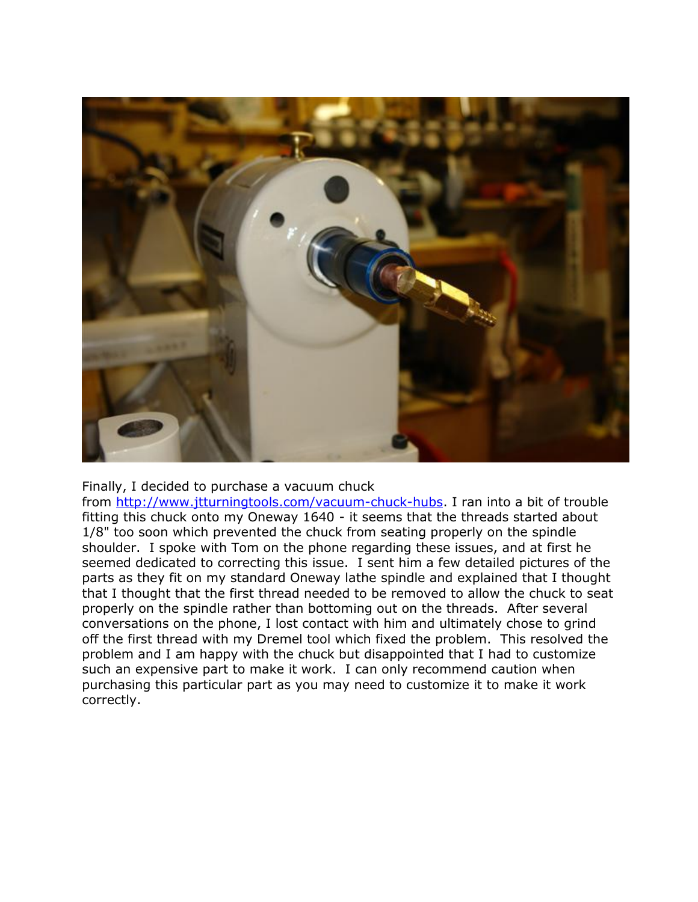Finally, I decided to purchase a vacuum chuck from [http://www.jtturningtools.com/vacuum-chuck-hubs](http://www.jtturningtools.com/vacuum-chuck-hubs). I ran into a bit of trouble fitting this chuck onto my Oneway 1640 - it seems that the threads started about 1/8" too soon which prevented the chuck from seating properly on the spindle shoulder. I spoke with Tom on the phone regarding these issues, and at first he seemed dedicated to correcting this issue. I sent him a few detailed pictures of the parts as they fit on my standard Oneway lathe spindle and explained that I thought that I thought that the first thread needed to be removed to allow the chuck to seat properly on the spindle rather than bottoming out on the threads. After several conversations on the phone, I lost contact with him and ultimately chose to grind off the first thread with my Dremel tool which fixed the problem. This resolved the problem and I am happy with the chuck but disappointed that I had to customize such an expensive part to make it work. I can only recommend caution when purchasing this particular part as you may need to customize it to make it work correctly.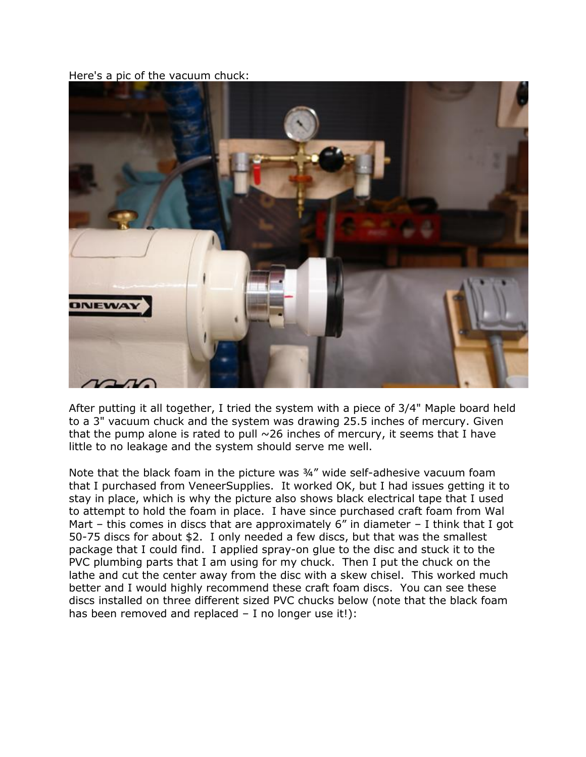Here's a pic of the vacuum chuck:

After putting it all together, I tried the system with a piece of 3/4" Maple board held to a 3" vacuum chuck and the system was drawing 25.5 inches of mercury. Given that the pump alone is rated to pull ~26 inches of mercury, it seems that I have little to no leakage and the system should serve me well.

Note that the black foam in the picture was ¾" wide self-adhesive vacuum foam that I purchased from VeneerSupplies. It worked OK, but I had issues getting it to stay in place, which is why the picture also shows black electrical tape that I used to attempt to hold the foam in place. I have since purchased craft foam from Wal Mart – this comes in discs that are approximately 6" in diameter – I think that I got 50-75 discs for about $2. I only needed a few discs, but that was the smallest package that I could find. I applied spray-on glue to the disc and stuck it to the PVC plumbing parts that I am using for my chuck. Then I put the chuck on the lathe and cut the center away from the disc with a skew chisel. This worked much better and I would highly recommend these craft foam discs. You can see these discs installed on three different sized PVC chucks below (note that the black foam has been removed and replaced – I no longer use it!):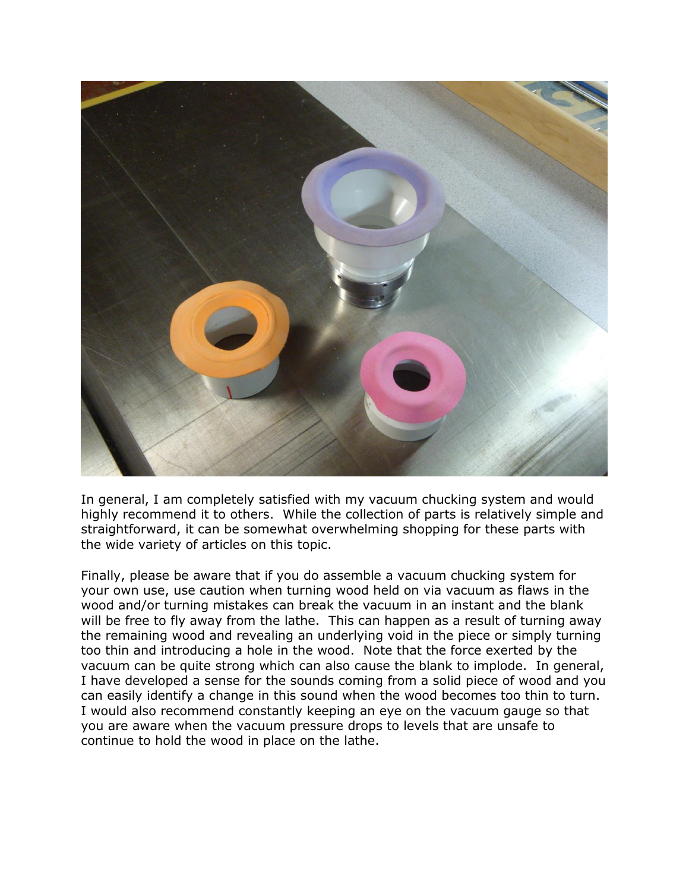In general, I am completely satisfied with my vacuum chucking system and would highly recommend it to others. While the collection of parts is relatively simple and straightforward, it can be somewhat overwhelming shopping for these parts with the wide variety of articles on this topic.

Finally, please be aware that if you do assemble a vacuum chucking system for your own use, use caution when turning wood held on via vacuum as flaws in the wood and/or turning mistakes can break the vacuum in an instant and the blank will be free to fly away from the lathe. This can happen as a result of turning away the remaining wood and revealing an underlying void in the piece or simply turning too thin and introducing a hole in the wood. Note that the force exerted by the vacuum can be quite strong which can also cause the blank to implode. In general, I have developed a sense for the sounds coming from a solid piece of wood and you can easily identify a change in this sound when the wood becomes too thin to turn. I would also recommend constantly keeping an eye on the vacuum gauge so that you are aware when the vacuum pressure drops to levels that are unsafe to continue to hold the wood in place on the lathe.